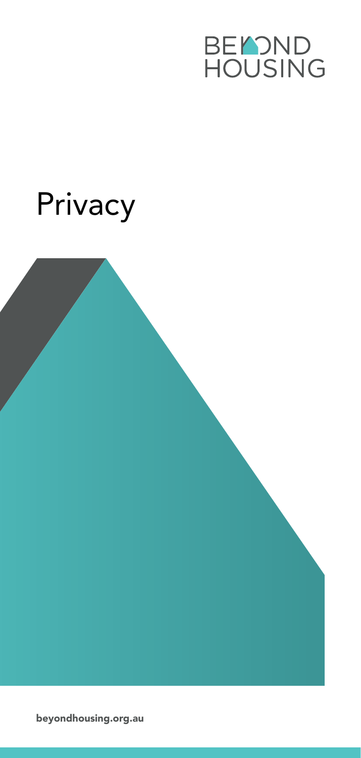BEYOND HOUSING

# Privacy

**beyondhousing.org.au**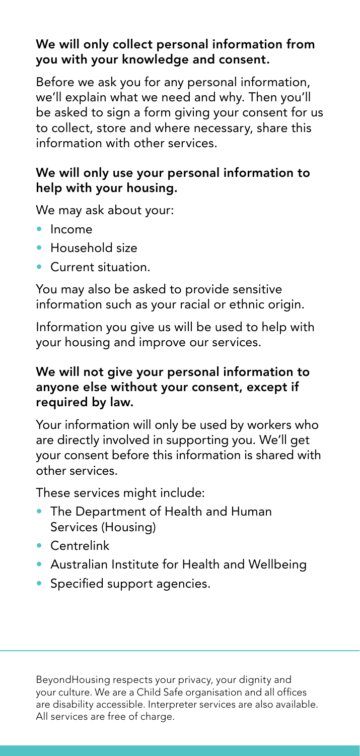**We will only collect personal information from you with your knowledge and consent.**

Before we ask you for any personal information, we'll explain what we need and why. Then you'll be asked to sign a form giving your consent for us to collect, store and where necessary, share this information with other services.

**We will only use your personal information to help with your housing.**

We may ask about your:

- Income
- Household size
- Current situation.

You may also be asked to provide sensitive information such as your racial or ethnic origin.

Information you give us will be used to help with your housing and improve our services.

**We will not give your personal information to anyone else without your consent, except if required by law.**

Your information will only be used by workers who are directly involved in supporting you. We'll get your consent before this information is shared with other services.

These services might include:

- The Department of Health and Human Services (Housing)
- Centrelink
- Australian Institute for Health and Wellbeing
- Specified support agencies.

BeyondHousing respects your privacy, your dignity and your culture. We are a Child Safe organisation and all offices are disability accessible. Interpreter services are also available. All services are free of charge.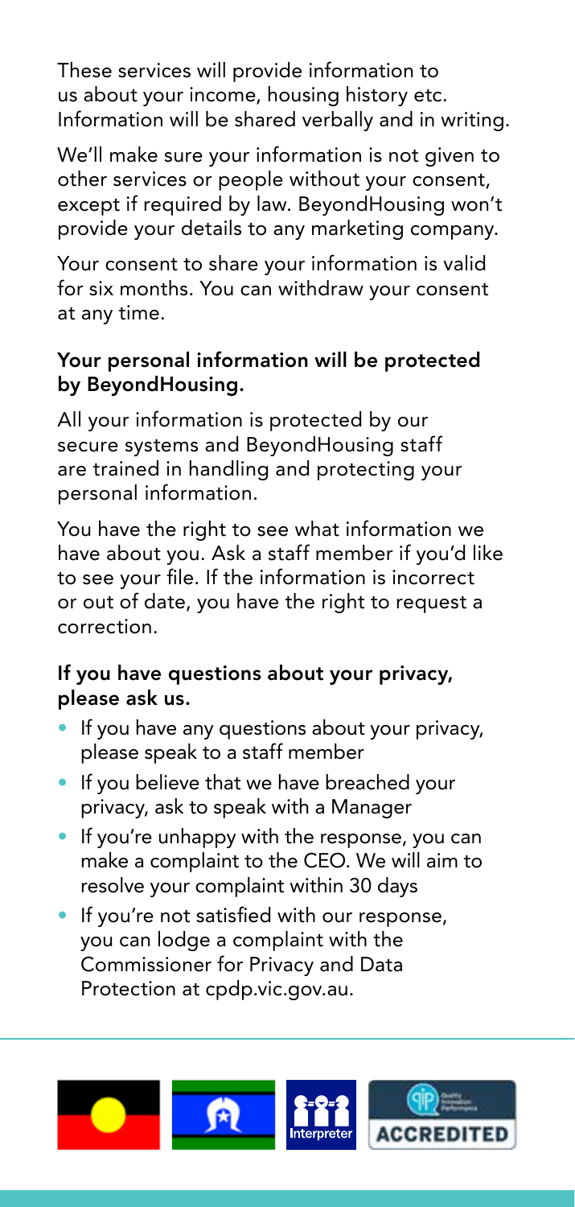These services will provide information to us about your income, housing history etc. Information will be shared verbally and in writing.

We'll make sure your information is not given to other services or people without your consent, except if required by law. BeyondHousing won't provide your details to any marketing company.

Your consent to share your information is valid for six months. You can withdraw your consent at any time.

**Your personal information will be protected by BeyondHousing.**

All your information is protected by our secure systems and BeyondHousing staff are trained in handling and protecting your personal information.

You have the right to see what information we have about you. Ask a staff member if you'd like to see your file. If the information is incorrect or out of date, you have the right to request a correction.

**If you have questions about your privacy, please ask us.**

- If you have any questions about your privacy, please speak to a staff member
- If you believe that we have breached your privacy, ask to speak with a Manager
- If you're unhappy with the response, you can make a complaint to the CEO. We will aim to resolve your complaint within 30 days
- If you're not satisfied with our response, you can lodge a complaint with the Commissioner for Privacy and Data Protection at cpdp.vic.gov.au.

Interpreter

ACCREDITED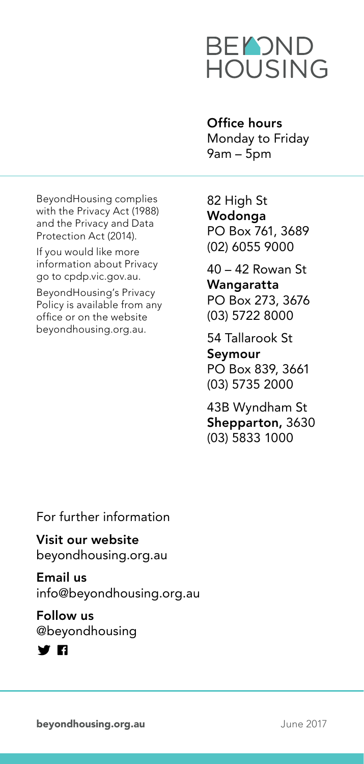# BEYOND HOUSING

**Office hours**
Monday to Friday
9am – 5pm

BeyondHousing complies with the Privacy Act (1988) and the Privacy and Data Protection Act (2014).

If you would like more information about Privacy go to cpdp.vic.gov.au.

BeyondHousing's Privacy Policy is available from any office or on the website beyondhousing.org.au.

82 High St
**Wodonga**
PO Box 761, 3689
(02) 6055 9000

40 – 42 Rowan St
**Wangaratta**
PO Box 273, 3676
(03) 5722 8000

54 Tallarook St
**Seymour**
PO Box 839, 3661
(03) 5735 2000

43B Wyndham St
**Shepparton,** 3630
(03) 5833 1000

For further information

**Visit our website**
beyondhousing.org.au

**Email us**
info@beyondhousing.org.au

**Follow us**
@beyondhousing

**beyondhousing.org.au**

June 2017